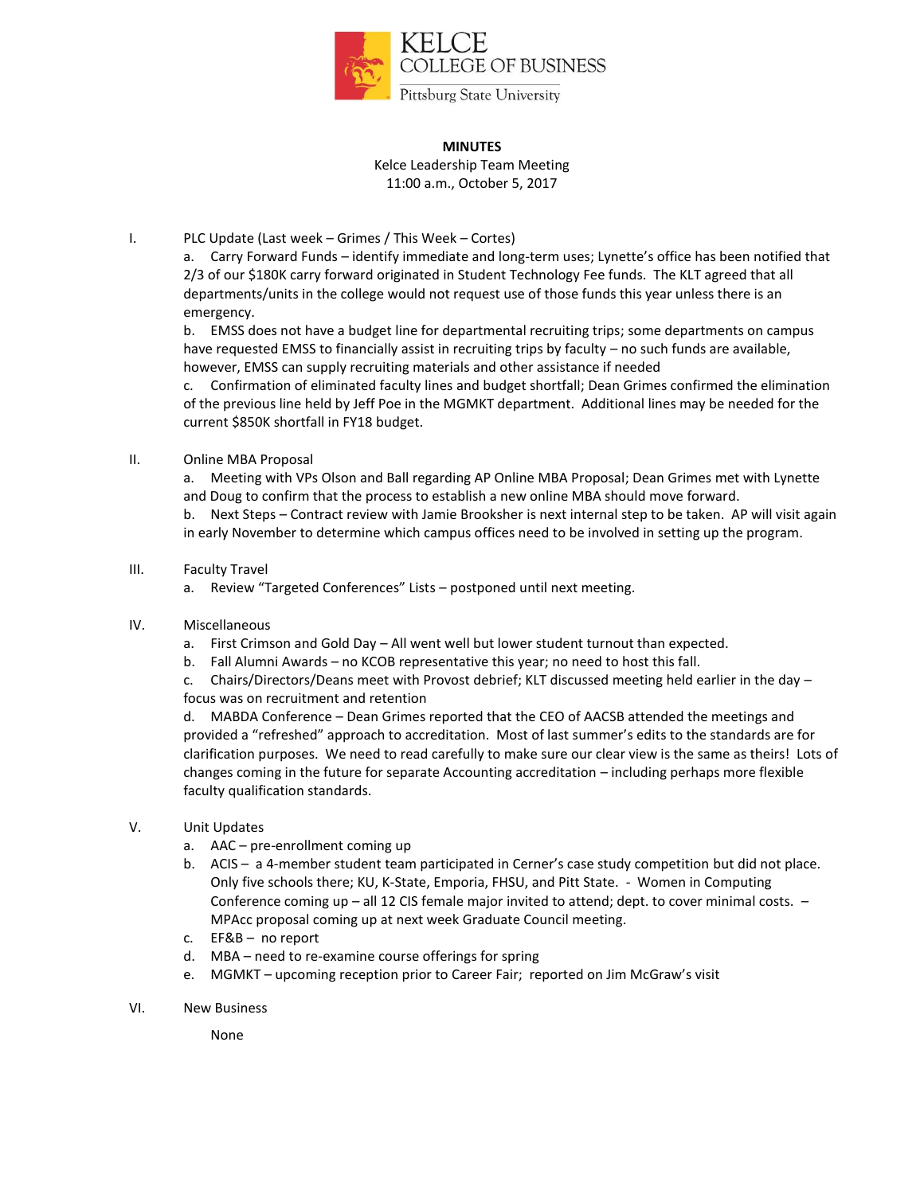KELCE
COLLEGE OF BUSINESS
Pittsburg State University

**MINUTES**

Kelce Leadership Team Meeting
11:00 a.m., October 5, 2017

I. PLC Update (Last week – Grimes / This Week – Cortes)

a. Carry Forward Funds – identify immediate and long-term uses; Lynette's office has been notified that 2/3 of our $180K carry forward originated in Student Technology Fee funds. The KLT agreed that all departments/units in the college would not request use of those funds this year unless there is an emergency.

b. EMSS does not have a budget line for departmental recruiting trips; some departments on campus have requested EMSS to financially assist in recruiting trips by faculty – no such funds are available, however, EMSS can supply recruiting materials and other assistance if needed

c. Confirmation of eliminated faculty lines and budget shortfall; Dean Grimes confirmed the elimination of the previous line held by Jeff Poe in the MGMKT department. Additional lines may be needed for the current $850K shortfall in FY18 budget.

II. Online MBA Proposal

a. Meeting with VPs Olson and Ball regarding AP Online MBA Proposal; Dean Grimes met with Lynette and Doug to confirm that the process to establish a new online MBA should move forward.

b. Next Steps – Contract review with Jamie Brooksher is next internal step to be taken. AP will visit again in early November to determine which campus offices need to be involved in setting up the program.

III. Faculty Travel

a. Review "Targeted Conferences" Lists – postponed until next meeting.

IV. Miscellaneous

a. First Crimson and Gold Day – All went well but lower student turnout than expected.

b. Fall Alumni Awards – no KCOB representative this year; no need to host this fall.

c. Chairs/Directors/Deans meet with Provost debrief; KLT discussed meeting held earlier in the day – focus was on recruitment and retention

d. MABDA Conference – Dean Grimes reported that the CEO of AACSB attended the meetings and provided a "refreshed" approach to accreditation. Most of last summer's edits to the standards are for clarification purposes. We need to read carefully to make sure our clear view is the same as theirs! Lots of changes coming in the future for separate Accounting accreditation – including perhaps more flexible faculty qualification standards.

V. Unit Updates

a. AAC – pre-enrollment coming up

b. ACIS – a 4-member student team participated in Cerner's case study competition but did not place. Only five schools there; KU, K-State, Emporia, FHSU, and Pitt State. - Women in Computing Conference coming up – all 12 CIS female major invited to attend; dept. to cover minimal costs. – MPAcc proposal coming up at next week Graduate Council meeting.

c. EF&B – no report

d. MBA – need to re-examine course offerings for spring

e. MGMKT – upcoming reception prior to Career Fair; reported on Jim McGraw's visit

VI. New Business

None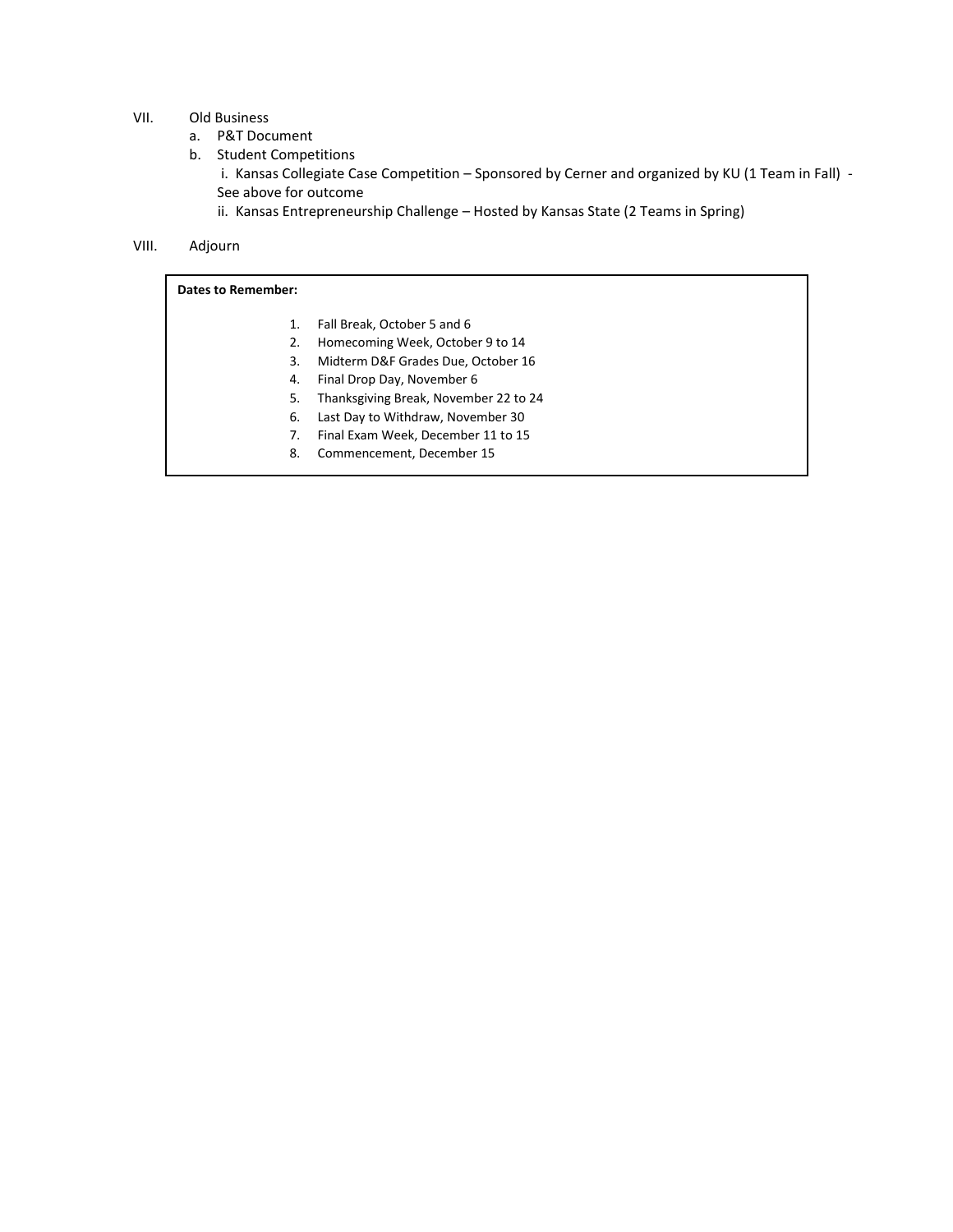VII. Old Business
   a. P&T Document
   b. Student Competitions
      i. Kansas Collegiate Case Competition – Sponsored by Cerner and organized by KU (1 Team in Fall) - See above for outcome
      ii. Kansas Entrepreneurship Challenge – Hosted by Kansas State (2 Teams in Spring)

VIII. Adjourn

**Dates to Remember:**

1. Fall Break, October 5 and 6
2. Homecoming Week, October 9 to 14
3. Midterm D&F Grades Due, October 16
4. Final Drop Day, November 6
5. Thanksgiving Break, November 22 to 24
6. Last Day to Withdraw, November 30
7. Final Exam Week, December 11 to 15
8. Commencement, December 15